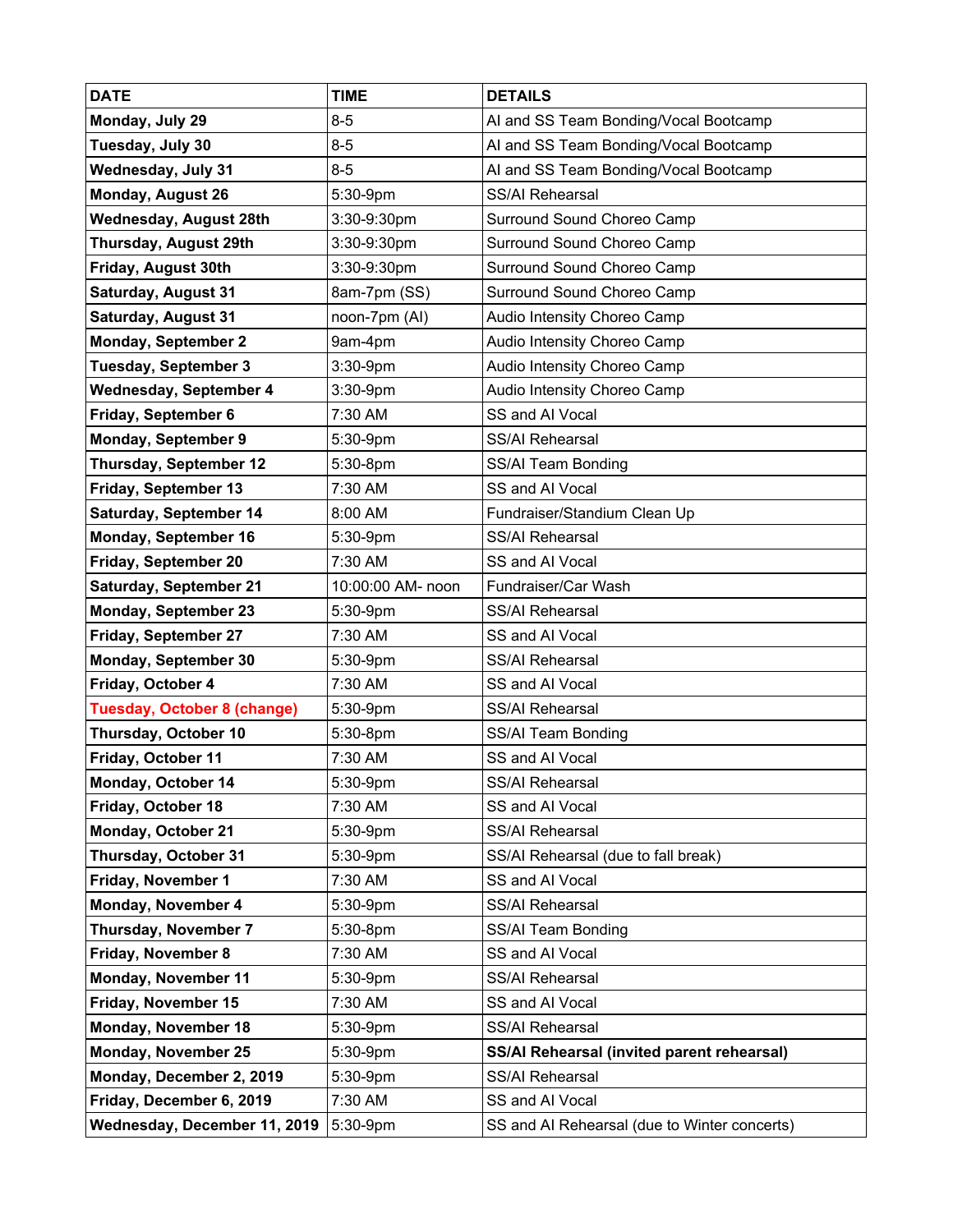| DATE | TIME | DETAILS |
| --- | --- | --- |
| **Monday, July 29** | 8-5 | AI and SS Team Bonding/Vocal Bootcamp |
| **Tuesday, July 30** | 8-5 | AI and SS Team Bonding/Vocal Bootcamp |
| **Wednesday, July 31** | 8-5 | AI and SS Team Bonding/Vocal Bootcamp |
| **Monday, August 26** | 5:30-9pm | SS/AI Rehearsal |
| **Wednesday, August 28th** | 3:30-9:30pm | Surround Sound Choreo Camp |
| **Thursday, August 29th** | 3:30-9:30pm | Surround Sound Choreo Camp |
| **Friday, August 30th** | 3:30-9:30pm | Surround Sound Choreo Camp |
| **Saturday, August 31** | 8am-7pm (SS) | Surround Sound Choreo Camp |
| **Saturday, August 31** | noon-7pm (AI) | Audio Intensity Choreo Camp |
| **Monday, September 2** | 9am-4pm | Audio Intensity Choreo Camp |
| **Tuesday, September 3** | 3:30-9pm | Audio Intensity Choreo Camp |
| **Wednesday, September 4** | 3:30-9pm | Audio Intensity Choreo Camp |
| **Friday, September 6** | 7:30 AM | SS and AI Vocal |
| **Monday, September 9** | 5:30-9pm | SS/AI Rehearsal |
| **Thursday, September 12** | 5:30-8pm | SS/AI Team Bonding |
| **Friday, September 13** | 7:30 AM | SS and AI Vocal |
| **Saturday, September 14** | 8:00 AM | Fundraiser/Standium Clean Up |
| **Monday, September 16** | 5:30-9pm | SS/AI Rehearsal |
| **Friday, September 20** | 7:30 AM | SS and AI Vocal |
| **Saturday, September 21** | 10:00:00 AM- noon | Fundraiser/Car Wash |
| **Monday, September 23** | 5:30-9pm | SS/AI Rehearsal |
| **Friday, September 27** | 7:30 AM | SS and AI Vocal |
| **Monday, September 30** | 5:30-9pm | SS/AI Rehearsal |
| **Friday, October 4** | 7:30 AM | SS and AI Vocal |
| **Tuesday, October 8 (change)** | 5:30-9pm | SS/AI Rehearsal |
| **Thursday, October 10** | 5:30-8pm | SS/AI Team Bonding |
| **Friday, October 11** | 7:30 AM | SS and AI Vocal |
| **Monday, October 14** | 5:30-9pm | SS/AI Rehearsal |
| **Friday, October 18** | 7:30 AM | SS and AI Vocal |
| **Monday, October 21** | 5:30-9pm | SS/AI Rehearsal |
| **Thursday, October 31** | 5:30-9pm | SS/AI Rehearsal (due to fall break) |
| **Friday, November 1** | 7:30 AM | SS and AI Vocal |
| **Monday, November 4** | 5:30-9pm | SS/AI Rehearsal |
| **Thursday, November 7** | 5:30-8pm | SS/AI Team Bonding |
| **Friday, November 8** | 7:30 AM | SS and AI Vocal |
| **Monday, November 11** | 5:30-9pm | SS/AI Rehearsal |
| **Friday, November 15** | 7:30 AM | SS and AI Vocal |
| **Monday, November 18** | 5:30-9pm | SS/AI Rehearsal |
| **Monday, November 25** | 5:30-9pm | **SS/AI Rehearsal (invited parent rehearsal)** |
| **Monday, December 2, 2019** | 5:30-9pm | SS/AI Rehearsal |
| **Friday, December 6, 2019** | 7:30 AM | SS and AI Vocal |
| **Wednesday, December 11, 2019** | 5:30-9pm | SS and AI Rehearsal (due to Winter concerts) |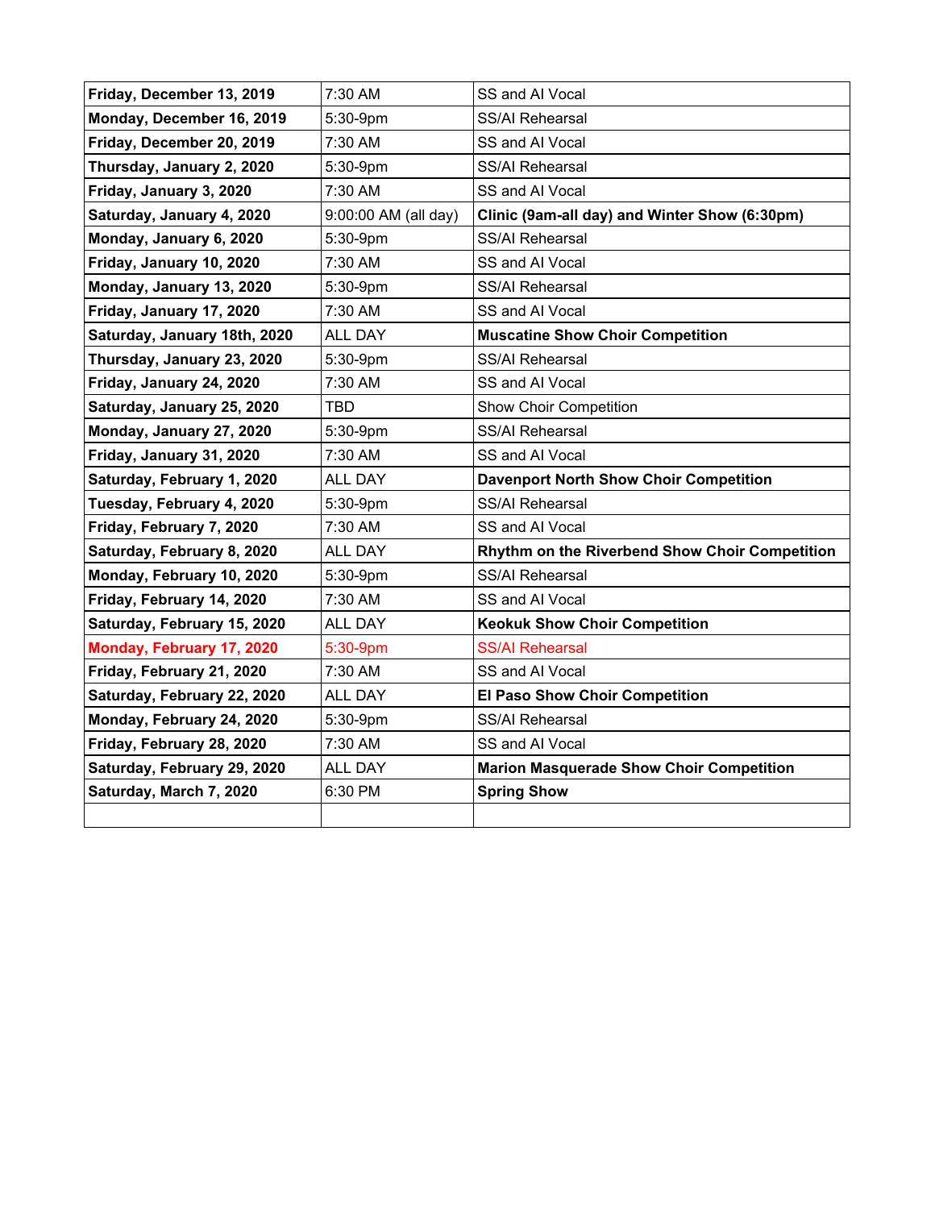| | | |
|---|---|---|
| **Friday, December 13, 2019** | 7:30 AM | SS and AI Vocal |
| **Monday, December 16, 2019** | 5:30-9pm | SS/AI Rehearsal |
| **Friday, December 20, 2019** | 7:30 AM | SS and AI Vocal |
| **Thursday, January 2, 2020** | 5:30-9pm | SS/AI Rehearsal |
| **Friday, January 3, 2020** | 7:30 AM | SS and AI Vocal |
| **Saturday, January 4, 2020** | 9:00:00 AM (all day) | **Clinic (9am-all day) and Winter Show (6:30pm)** |
| **Monday, January 6, 2020** | 5:30-9pm | SS/AI Rehearsal |
| **Friday, January 10, 2020** | 7:30 AM | SS and AI Vocal |
| **Monday, January 13, 2020** | 5:30-9pm | SS/AI Rehearsal |
| **Friday, January 17, 2020** | 7:30 AM | SS and AI Vocal |
| **Saturday, January 18th, 2020** | ALL DAY | **Muscatine Show Choir Competition** |
| **Thursday, January 23, 2020** | 5:30-9pm | SS/AI Rehearsal |
| **Friday, January 24, 2020** | 7:30 AM | SS and AI Vocal |
| **Saturday, January 25, 2020** | TBD | Show Choir Competition |
| **Monday, January 27, 2020** | 5:30-9pm | SS/AI Rehearsal |
| **Friday, January 31, 2020** | 7:30 AM | SS and AI Vocal |
| **Saturday, February 1, 2020** | ALL DAY | **Davenport North Show Choir Competition** |
| **Tuesday, February 4, 2020** | 5:30-9pm | SS/AI Rehearsal |
| **Friday, February 7, 2020** | 7:30 AM | SS and AI Vocal |
| **Saturday, February 8, 2020** | ALL DAY | **Rhythm on the Riverbend Show Choir Competition** |
| **Monday, February 10, 2020** | 5:30-9pm | SS/AI Rehearsal |
| **Friday, February 14, 2020** | 7:30 AM | SS and AI Vocal |
| **Saturday, February 15, 2020** | ALL DAY | **Keokuk Show Choir Competition** |
| **Monday, February 17, 2020** | 5:30-9pm | SS/AI Rehearsal |
| **Friday, February 21, 2020** | 7:30 AM | SS and AI Vocal |
| **Saturday, February 22, 2020** | ALL DAY | **El Paso Show Choir Competition** |
| **Monday, February 24, 2020** | 5:30-9pm | SS/AI Rehearsal |
| **Friday, February 28, 2020** | 7:30 AM | SS and AI Vocal |
| **Saturday, February 29, 2020** | ALL DAY | **Marion Masquerade Show Choir Competition** |
| **Saturday, March 7, 2020** | 6:30 PM | **Spring Show** |
| | | |